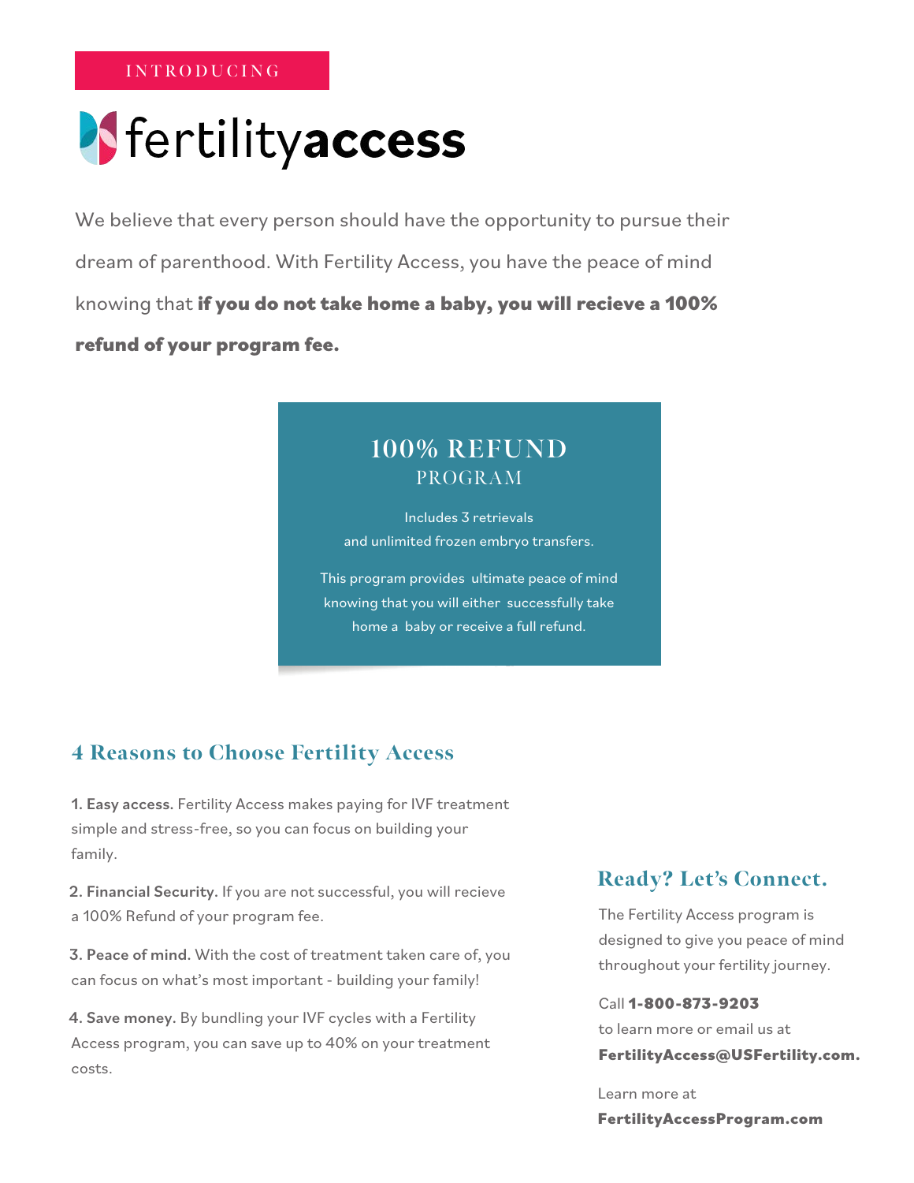INTRODUCING

# fertilityaccess

We believe that every person should have the opportunity to pursue their dream of parenthood. With Fertility Access, you have the peace of mind knowing that **if you do not take home a baby, you will recieve a 100% refund of your program fee.**

## 100% REFUND PROGRAM

Includes 3 retrievals and unlimited frozen embryo transfers.

This program provides ultimate peace of mind knowing that you will either successfully take home a baby or receive a full refund.

## 4 Reasons to Choose Fertility Access

1. **Easy access.** Fertility Access makes paying for IVF treatment simple and stress-free, so you can focus on building your family.

2. **Financial Security.** If you are not successful, you will recieve a 100% Refund of your program fee.

3. **Peace of mind.** With the cost of treatment taken care of, you can focus on what's most important - building your family!

4. **Save money.** By bundling your IVF cycles with a Fertility Access program, you can save up to 40% on your treatment costs.

## Ready? Let's Connect.

The Fertility Access program is designed to give you peace of mind throughout your fertility journey.

Call **1-800-873-9203** to learn more or email us at **FertilityAccess@USFertility.com.**

Learn more at **FertilityAccessProgram.com**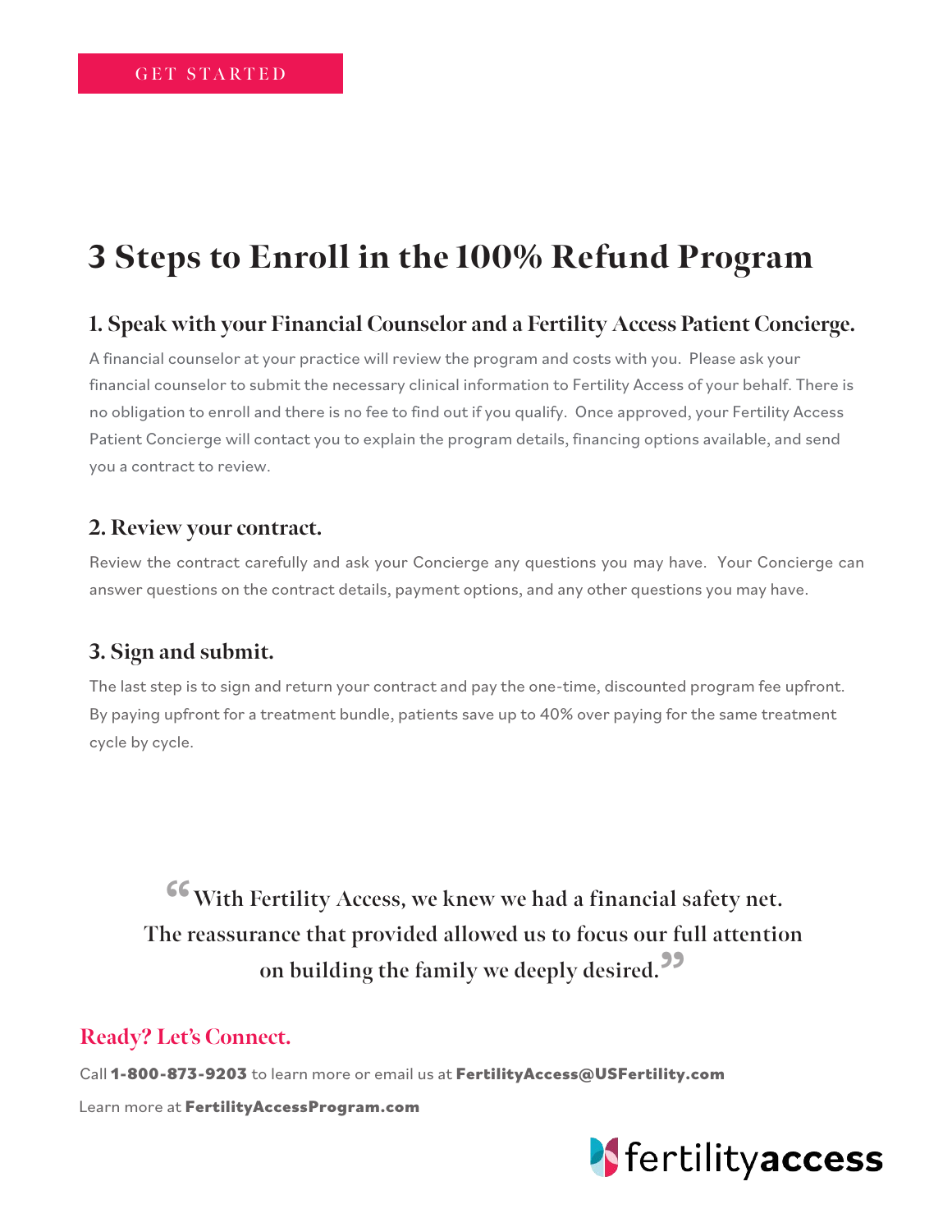GET STARTED

# 3 Steps to Enroll in the 100% Refund Program

### 1. Speak with your Financial Counselor and a Fertility Access Patient Concierge.

A financial counselor at your practice will review the program and costs with you. Please ask your financial counselor to submit the necessary clinical information to Fertility Access of your behalf. There is no obligation to enroll and there is no fee to find out if you qualify. Once approved, your Fertility Access Patient Concierge will contact you to explain the program details, financing options available, and send you a contract to review.

### 2. Review your contract.

Review the contract carefully and ask your Concierge any questions you may have. Your Concierge can answer questions on the contract details, payment options, and any other questions you may have.

### 3. Sign and submit.

The last step is to sign and return your contract and pay the one-time, discounted program fee upfront. By paying upfront for a treatment bundle, patients save up to 40% over paying for the same treatment cycle by cycle.

> "With Fertility Access, we knew we had a financial safety net. The reassurance that provided allowed us to focus our full attention on building the family we deeply desired."

## Ready? Let's Connect.

Call **1-800-873-9203** to learn more or email us at **FertilityAccess@USFertility.com**

Learn more at **FertilityAccessProgram.com**

fertilityaccess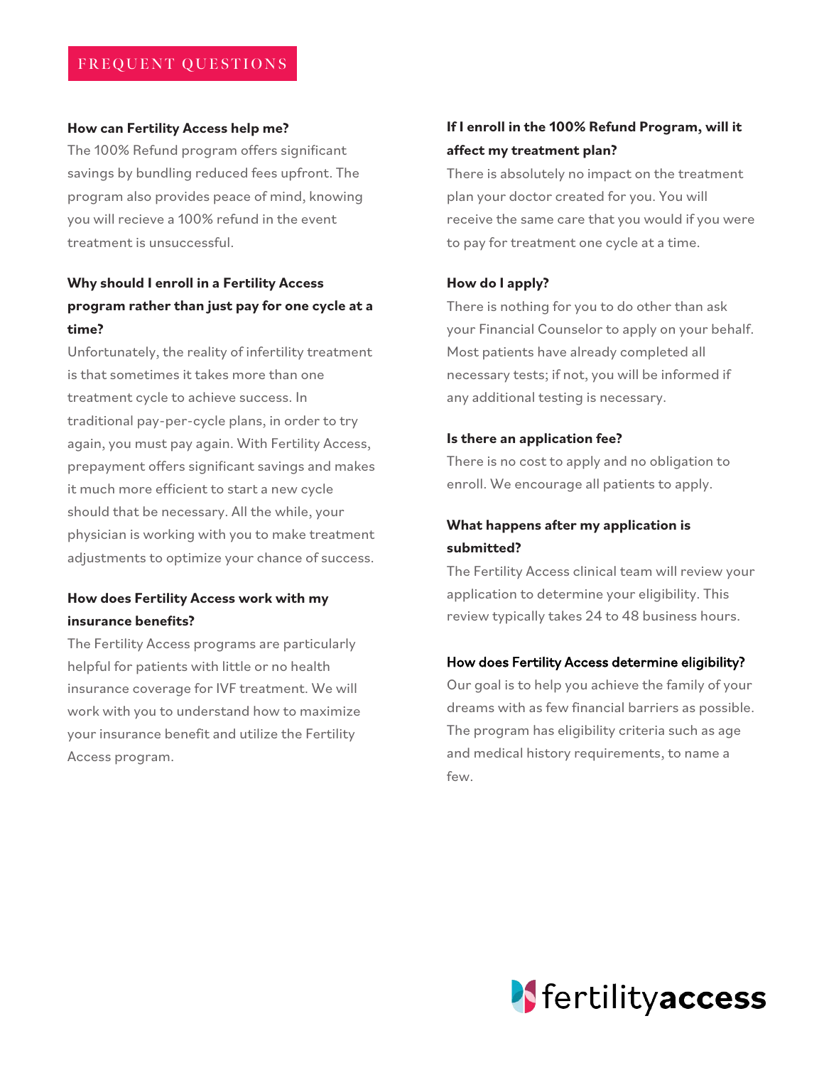## FREQUENT QUESTIONS

**How can Fertility Access help me?**

The 100% Refund program offers significant savings by bundling reduced fees upfront. The program also provides peace of mind, knowing you will recieve a 100% refund in the event treatment is unsuccessful.

**Why should I enroll in a Fertility Access program rather than just pay for one cycle at a time?**

Unfortunately, the reality of infertility treatment is that sometimes it takes more than one treatment cycle to achieve success. In traditional pay-per-cycle plans, in order to try again, you must pay again. With Fertility Access, prepayment offers significant savings and makes it much more efficient to start a new cycle should that be necessary. All the while, your physician is working with you to make treatment adjustments to optimize your chance of success.

**How does Fertility Access work with my insurance benefits?**

The Fertility Access programs are particularly helpful for patients with little or no health insurance coverage for IVF treatment. We will work with you to understand how to maximize your insurance benefit and utilize the Fertility Access program.

**If I enroll in the 100% Refund Program, will it affect my treatment plan?**

There is absolutely no impact on the treatment plan your doctor created for you. You will receive the same care that you would if you were to pay for treatment one cycle at a time.

**How do I apply?**

There is nothing for you to do other than ask your Financial Counselor to apply on your behalf. Most patients have already completed all necessary tests; if not, you will be informed if any additional testing is necessary.

**Is there an application fee?**

There is no cost to apply and no obligation to enroll. We encourage all patients to apply.

**What happens after my application is submitted?**

The Fertility Access clinical team will review your application to determine your eligibility. This review typically takes 24 to 48 business hours.

**How does Fertility Access determine eligibility?**

Our goal is to help you achieve the family of your dreams with as few financial barriers as possible. The program has eligibility criteria such as age and medical history requirements, to name a few.

fertility**access**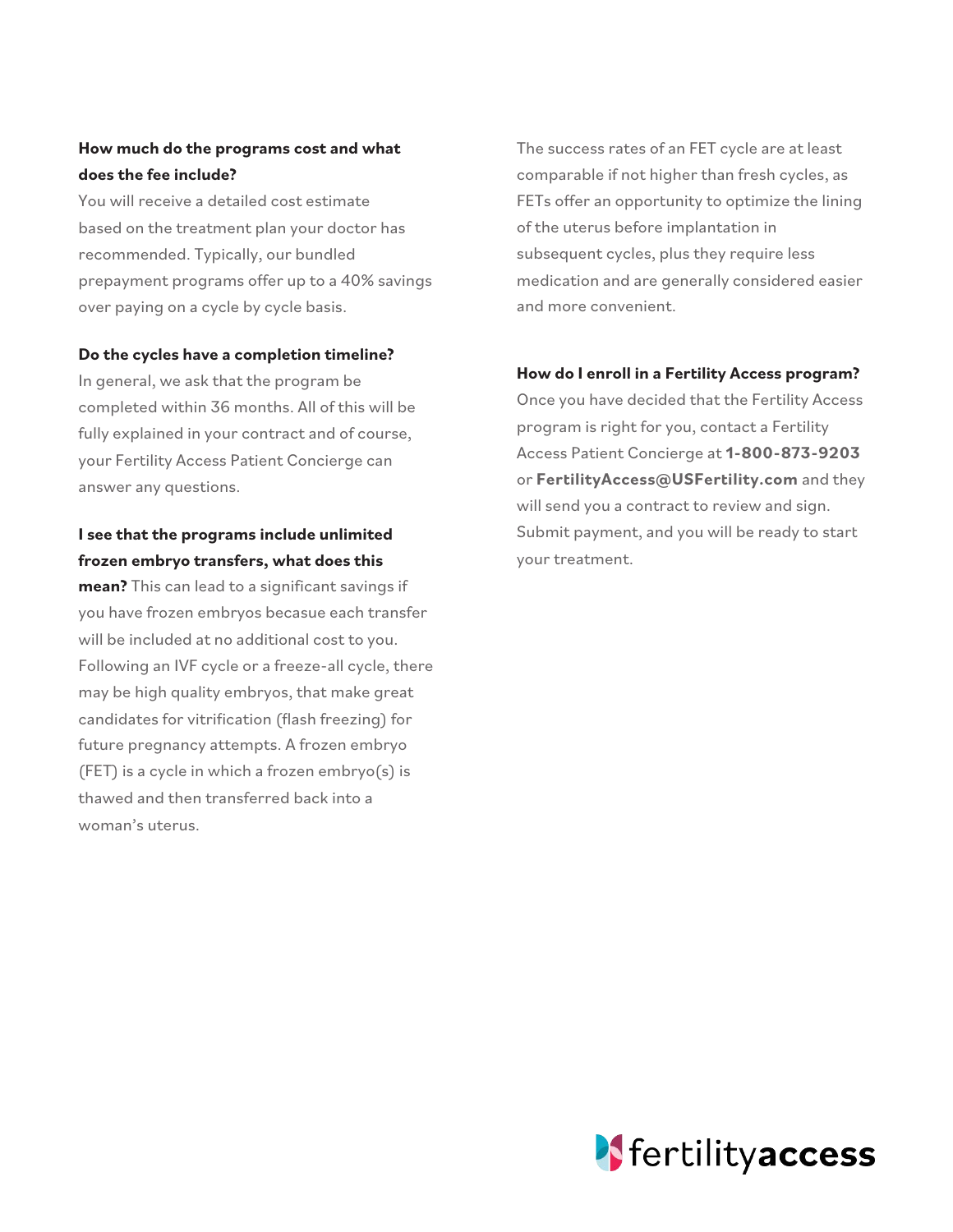**How much do the programs cost and what does the fee include?**

You will receive a detailed cost estimate based on the treatment plan your doctor has recommended. Typically, our bundled prepayment programs offer up to a 40% savings over paying on a cycle by cycle basis.

**Do the cycles have a completion timeline?**

In general, we ask that the program be completed within 36 months. All of this will be fully explained in your contract and of course, your Fertility Access Patient Concierge can answer any questions.

**I see that the programs include unlimited frozen embryo transfers, what does this mean?** This can lead to a significant savings if you have frozen embryos becasue each transfer will be included at no additional cost to you. Following an IVF cycle or a freeze-all cycle, there may be high quality embryos, that make great candidates for vitrification (flash freezing) for future pregnancy attempts. A frozen embryo (FET) is a cycle in which a frozen embryo(s) is thawed and then transferred back into a woman's uterus.

The success rates of an FET cycle are at least comparable if not higher than fresh cycles, as FETs offer an opportunity to optimize the lining of the uterus before implantation in subsequent cycles, plus they require less medication and are generally considered easier and more convenient.

**How do I enroll in a Fertility Access program?**

Once you have decided that the Fertility Access program is right for you, contact a Fertility Access Patient Concierge at **1-800-873-9203** or **FertilityAccess@USFertility.com** and they will send you a contract to review and sign. Submit payment, and you will be ready to start your treatment.

fertility**access**